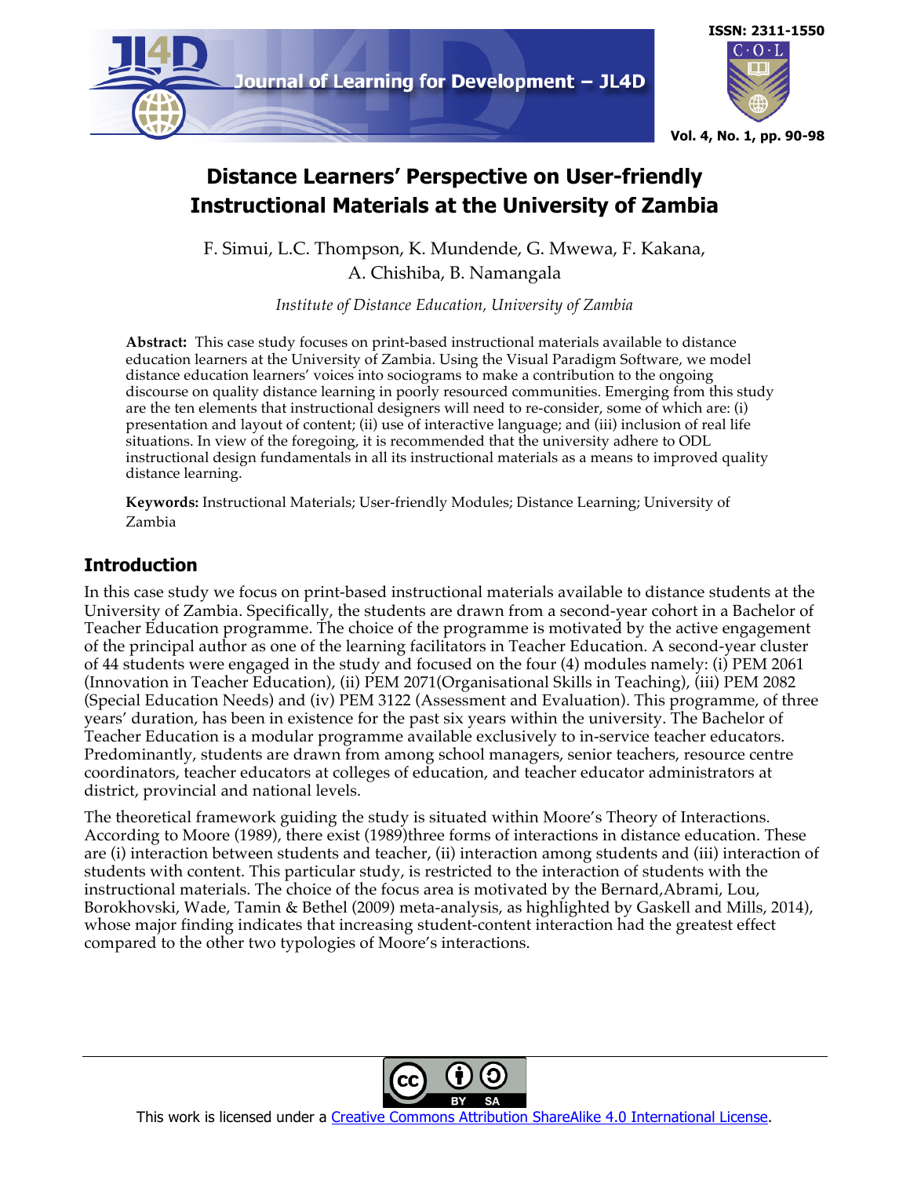# Distance Learners' Perspective on User-friendly Instructional Materials at the University of Zambia

F. Simui, L.C. Thompson, K. Mundende, G. Mwewa, F. Kakana, A. Chishiba, B. Namangala

*Institute of Distance Education, University of Zambia*

**Abstract:** This case study focuses on print-based instructional materials available to distance education learners at the University of Zambia. Using the Visual Paradigm Software, we model distance education learners' voices into sociograms to make a contribution to the ongoing discourse on quality distance learning in poorly resourced communities. Emerging from this study are the ten elements that instructional designers will need to re-consider, some of which are: (i) presentation and layout of content; (ii) use of interactive language; and (iii) inclusion of real life situations. In view of the foregoing, it is recommended that the university adhere to ODL instructional design fundamentals in all its instructional materials as a means to improved quality distance learning.

**Keywords:** Instructional Materials; User-friendly Modules; Distance Learning; University of Zambia

## Introduction

In this case study we focus on print-based instructional materials available to distance students at the University of Zambia. Specifically, the students are drawn from a second-year cohort in a Bachelor of Teacher Education programme. The choice of the programme is motivated by the active engagement of the principal author as one of the learning facilitators in Teacher Education. A second-year cluster of 44 students were engaged in the study and focused on the four (4) modules namely: (i) PEM 2061 (Innovation in Teacher Education), (ii) PEM 2071(Organisational Skills in Teaching), (iii) PEM 2082 (Special Education Needs) and (iv) PEM 3122 (Assessment and Evaluation). This programme, of three years' duration, has been in existence for the past six years within the university. The Bachelor of Teacher Education is a modular programme available exclusively to in-service teacher educators. Predominantly, students are drawn from among school managers, senior teachers, resource centre coordinators, teacher educators at colleges of education, and teacher educator administrators at district, provincial and national levels.

The theoretical framework guiding the study is situated within Moore's Theory of Interactions. According to Moore (1989), there exist (1989)three forms of interactions in distance education. These are (i) interaction between students and teacher, (ii) interaction among students and (iii) interaction of students with content. This particular study, is restricted to the interaction of students with the instructional materials. The choice of the focus area is motivated by the Bernard,Abrami, Lou, Borokhovski, Wade, Tamin & Bethel (2009) meta-analysis, as highlighted by Gaskell and Mills, 2014), whose major finding indicates that increasing student-content interaction had the greatest effect compared to the other two typologies of Moore's interactions.

This work is licensed under a Creative Commons Attribution ShareAlike 4.0 International License.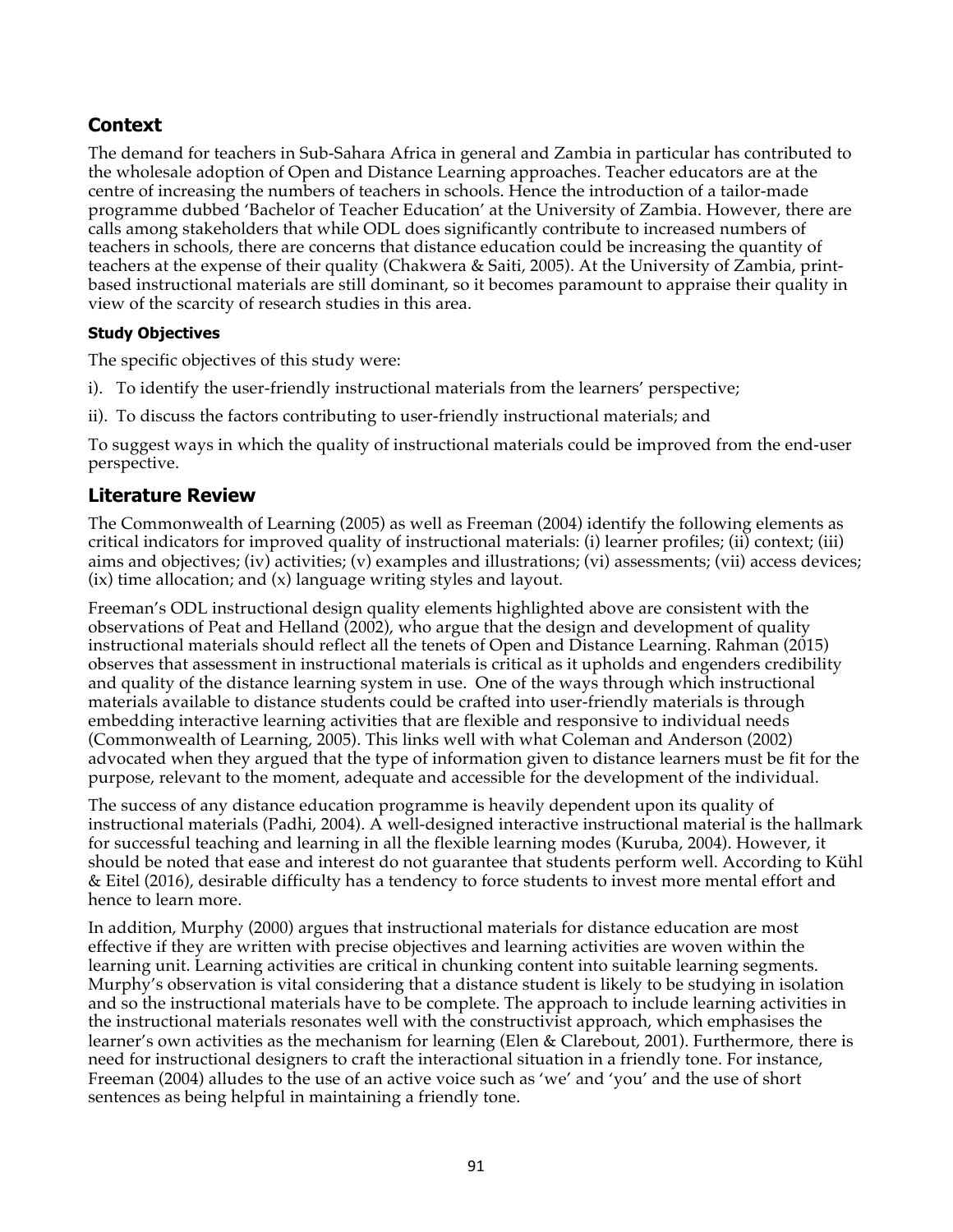## Context

The demand for teachers in Sub-Sahara Africa in general and Zambia in particular has contributed to the wholesale adoption of Open and Distance Learning approaches. Teacher educators are at the centre of increasing the numbers of teachers in schools. Hence the introduction of a tailor-made programme dubbed 'Bachelor of Teacher Education' at the University of Zambia. However, there are calls among stakeholders that while ODL does significantly contribute to increased numbers of teachers in schools, there are concerns that distance education could be increasing the quantity of teachers at the expense of their quality (Chakwera & Saiti, 2005). At the University of Zambia, print-based instructional materials are still dominant, so it becomes paramount to appraise their quality in view of the scarcity of research studies in this area.

### Study Objectives

The specific objectives of this study were:

i). To identify the user-friendly instructional materials from the learners' perspective;

ii). To discuss the factors contributing to user-friendly instructional materials; and

To suggest ways in which the quality of instructional materials could be improved from the end-user perspective.

## Literature Review

The Commonwealth of Learning (2005) as well as Freeman (2004) identify the following elements as critical indicators for improved quality of instructional materials: (i) learner profiles; (ii) context; (iii) aims and objectives; (iv) activities; (v) examples and illustrations; (vi) assessments; (vii) access devices; (ix) time allocation; and (x) language writing styles and layout.

Freeman's ODL instructional design quality elements highlighted above are consistent with the observations of Peat and Helland (2002), who argue that the design and development of quality instructional materials should reflect all the tenets of Open and Distance Learning. Rahman (2015) observes that assessment in instructional materials is critical as it upholds and engenders credibility and quality of the distance learning system in use. One of the ways through which instructional materials available to distance students could be crafted into user-friendly materials is through embedding interactive learning activities that are flexible and responsive to individual needs (Commonwealth of Learning, 2005). This links well with what Coleman and Anderson (2002) advocated when they argued that the type of information given to distance learners must be fit for the purpose, relevant to the moment, adequate and accessible for the development of the individual.

The success of any distance education programme is heavily dependent upon its quality of instructional materials (Padhi, 2004). A well-designed interactive instructional material is the hallmark for successful teaching and learning in all the flexible learning modes (Kuruba, 2004). However, it should be noted that ease and interest do not guarantee that students perform well. According to Kühl & Eitel (2016), desirable difficulty has a tendency to force students to invest more mental effort and hence to learn more.

In addition, Murphy (2000) argues that instructional materials for distance education are most effective if they are written with precise objectives and learning activities are woven within the learning unit. Learning activities are critical in chunking content into suitable learning segments. Murphy's observation is vital considering that a distance student is likely to be studying in isolation and so the instructional materials have to be complete. The approach to include learning activities in the instructional materials resonates well with the constructivist approach, which emphasises the learner's own activities as the mechanism for learning (Elen & Clarebout, 2001). Furthermore, there is need for instructional designers to craft the interactional situation in a friendly tone. For instance, Freeman (2004) alludes to the use of an active voice such as 'we' and 'you' and the use of short sentences as being helpful in maintaining a friendly tone.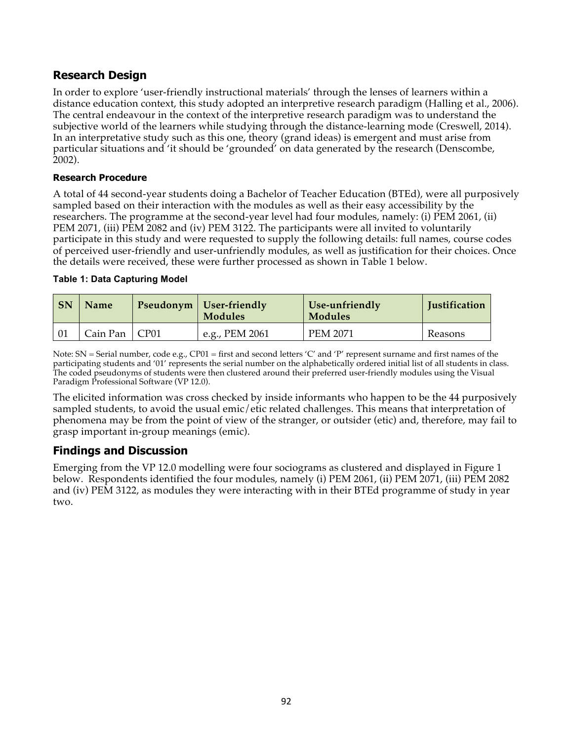## Research Design

In order to explore 'user-friendly instructional materials' through the lenses of learners within a distance education context, this study adopted an interpretive research paradigm (Halling et al., 2006). The central endeavour in the context of the interpretive research paradigm was to understand the subjective world of the learners while studying through the distance-learning mode (Creswell, 2014). In an interpretative study such as this one, theory (grand ideas) is emergent and must arise from particular situations and 'it should be 'grounded' on data generated by the research (Denscombe, 2002).

### Research Procedure

A total of 44 second-year students doing a Bachelor of Teacher Education (BTEd), were all purposively sampled based on their interaction with the modules as well as their easy accessibility by the researchers. The programme at the second-year level had four modules, namely: (i) PEM 2061, (ii) PEM 2071, (iii) PEM 2082 and (iv) PEM 3122. The participants were all invited to voluntarily participate in this study and were requested to supply the following details: full names, course codes of perceived user-friendly and user-unfriendly modules, as well as justification for their choices. Once the details were received, these were further processed as shown in Table 1 below.

**Table 1: Data Capturing Model**

| SN | Name | Pseudonym | User-friendly Modules | Use-unfriendly Modules | Justification |
|---|---|---|---|---|---|
| 01 | Cain Pan | CP01 | e.g., PEM 2061 | PEM 2071 | Reasons |

Note: SN = Serial number, code e.g., CP01 = first and second letters 'C' and 'P' represent surname and first names of the participating students and '01' represents the serial number on the alphabetically ordered initial list of all students in class. The coded pseudonyms of students were then clustered around their preferred user-friendly modules using the Visual Paradigm Professional Software (VP 12.0).

The elicited information was cross checked by inside informants who happen to be the 44 purposively sampled students, to avoid the usual emic/etic related challenges. This means that interpretation of phenomena may be from the point of view of the stranger, or outsider (etic) and, therefore, may fail to grasp important in-group meanings (emic).

## Findings and Discussion

Emerging from the VP 12.0 modelling were four sociograms as clustered and displayed in Figure 1 below. Respondents identified the four modules, namely (i) PEM 2061, (ii) PEM 2071, (iii) PEM 2082 and (iv) PEM 3122, as modules they were interacting with in their BTEd programme of study in year two.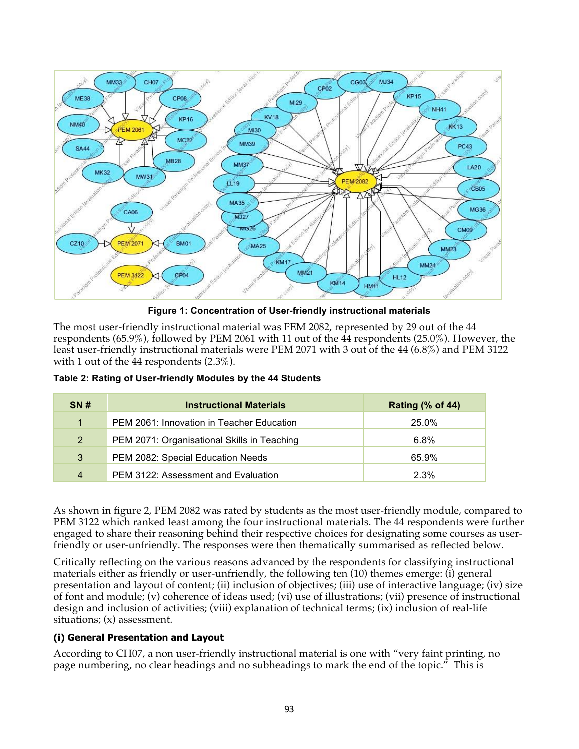Figure 1: Concentration of User-friendly instructional materials

The most user-friendly instructional material was PEM 2082, represented by 29 out of the 44 respondents (65.9%), followed by PEM 2061 with 11 out of the 44 respondents (25.0%). However, the least user-friendly instructional materials were PEM 2071 with 3 out of the 44 (6.8%) and PEM 3122 with 1 out of the 44 respondents (2.3%).

**Table 2: Rating of User-friendly Modules by the 44 Students**

| SN # | Instructional Materials | Rating (% of 44) |
|---|---|---|
| 1 | PEM 2061: Innovation in Teacher Education | 25.0% |
| 2 | PEM 2071: Organisational Skills in Teaching | 6.8% |
| 3 | PEM 2082: Special Education Needs | 65.9% |
| 4 | PEM 3122: Assessment and Evaluation | 2.3% |

As shown in figure 2, PEM 2082 was rated by students as the most user-friendly module, compared to PEM 3122 which ranked least among the four instructional materials. The 44 respondents were further engaged to share their reasoning behind their respective choices for designating some courses as user-friendly or user-unfriendly. The responses were then thematically summarised as reflected below.

Critically reflecting on the various reasons advanced by the respondents for classifying instructional materials either as friendly or user-unfriendly, the following ten (10) themes emerge: (i) general presentation and layout of content; (ii) inclusion of objectives; (iii) use of interactive language; (iv) size of font and module; (v) coherence of ideas used; (vi) use of illustrations; (vii) presence of instructional design and inclusion of activities; (viii) explanation of technical terms; (ix) inclusion of real-life situations; (x) assessment.

#### (i) General Presentation and Layout

According to CH07, a non user-friendly instructional material is one with "very faint printing, no page numbering, no clear headings and no subheadings to mark the end of the topic." This is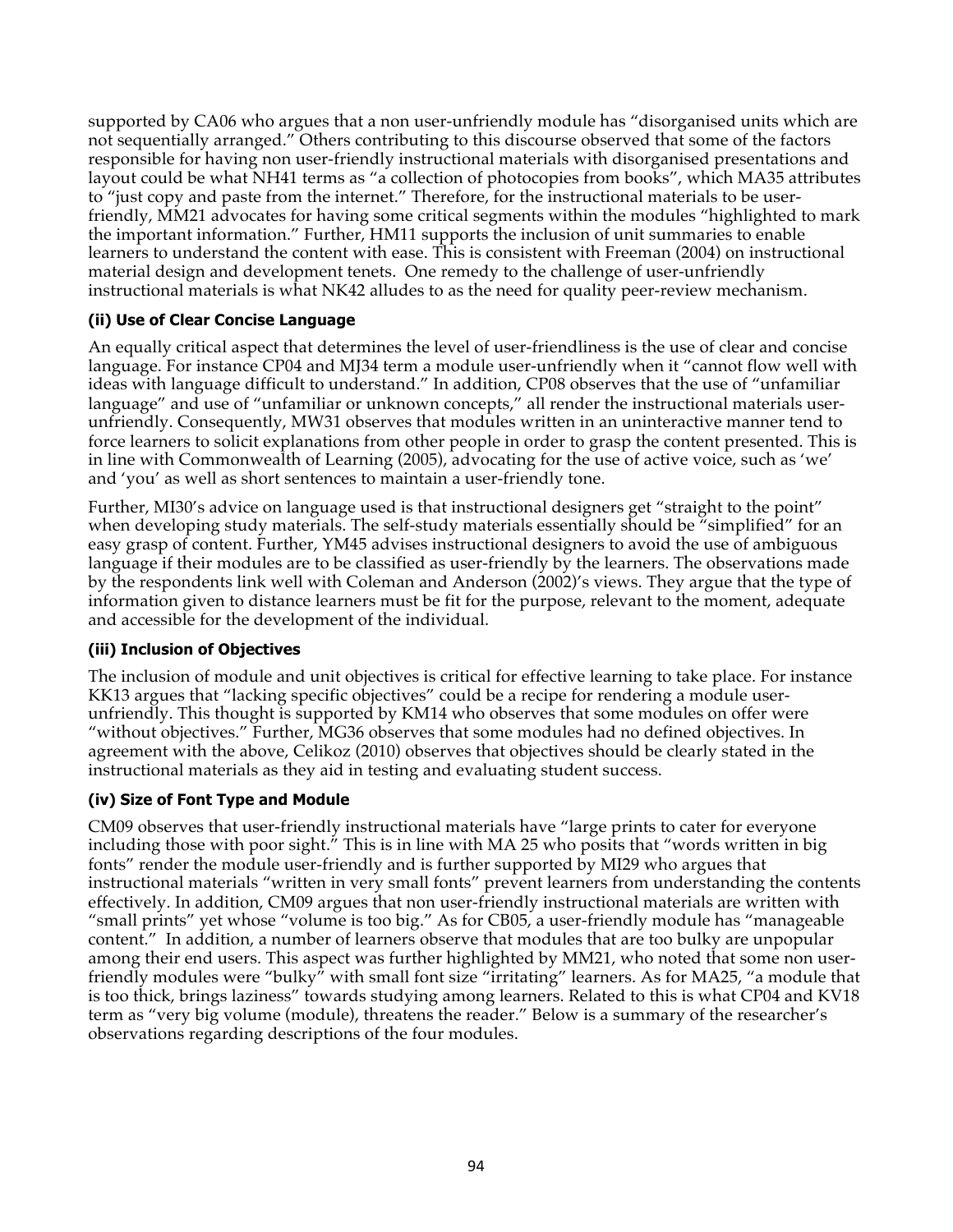supported by CA06 who argues that a non user-unfriendly module has "disorganised units which are not sequentially arranged." Others contributing to this discourse observed that some of the factors responsible for having non user-friendly instructional materials with disorganised presentations and layout could be what NH41 terms as "a collection of photocopies from books", which MA35 attributes to "just copy and paste from the internet." Therefore, for the instructional materials to be user-friendly, MM21 advocates for having some critical segments within the modules "highlighted to mark the important information." Further, HM11 supports the inclusion of unit summaries to enable learners to understand the content with ease. This is consistent with Freeman (2004) on instructional material design and development tenets. One remedy to the challenge of user-unfriendly instructional materials is what NK42 alludes to as the need for quality peer-review mechanism.

#### (ii) Use of Clear Concise Language

An equally critical aspect that determines the level of user-friendliness is the use of clear and concise language. For instance CP04 and MJ34 term a module user-unfriendly when it "cannot flow well with ideas with language difficult to understand." In addition, CP08 observes that the use of "unfamiliar language" and use of "unfamiliar or unknown concepts," all render the instructional materials user-unfriendly. Consequently, MW31 observes that modules written in an uninteractive manner tend to force learners to solicit explanations from other people in order to grasp the content presented. This is in line with Commonwealth of Learning (2005), advocating for the use of active voice, such as 'we' and 'you' as well as short sentences to maintain a user-friendly tone.

Further, MI30's advice on language used is that instructional designers get "straight to the point" when developing study materials. The self-study materials essentially should be "simplified" for an easy grasp of content. Further, YM45 advises instructional designers to avoid the use of ambiguous language if their modules are to be classified as user-friendly by the learners. The observations made by the respondents link well with Coleman and Anderson (2002)'s views. They argue that the type of information given to distance learners must be fit for the purpose, relevant to the moment, adequate and accessible for the development of the individual.

#### (iii) Inclusion of Objectives

The inclusion of module and unit objectives is critical for effective learning to take place. For instance KK13 argues that "lacking specific objectives" could be a recipe for rendering a module user-unfriendly. This thought is supported by KM14 who observes that some modules on offer were "without objectives." Further, MG36 observes that some modules had no defined objectives. In agreement with the above, Celikoz (2010) observes that objectives should be clearly stated in the instructional materials as they aid in testing and evaluating student success.

#### (iv) Size of Font Type and Module

CM09 observes that user-friendly instructional materials have "large prints to cater for everyone including those with poor sight." This is in line with MA 25 who posits that "words written in big fonts" render the module user-friendly and is further supported by MI29 who argues that instructional materials "written in very small fonts" prevent learners from understanding the contents effectively. In addition, CM09 argues that non user-friendly instructional materials are written with "small prints" yet whose "volume is too big." As for CB05, a user-friendly module has "manageable content." In addition, a number of learners observe that modules that are too bulky are unpopular among their end users. This aspect was further highlighted by MM21, who noted that some non user-friendly modules were "bulky" with small font size "irritating" learners. As for MA25, "a module that is too thick, brings laziness" towards studying among learners. Related to this is what CP04 and KV18 term as "very big volume (module), threatens the reader." Below is a summary of the researcher's observations regarding descriptions of the four modules.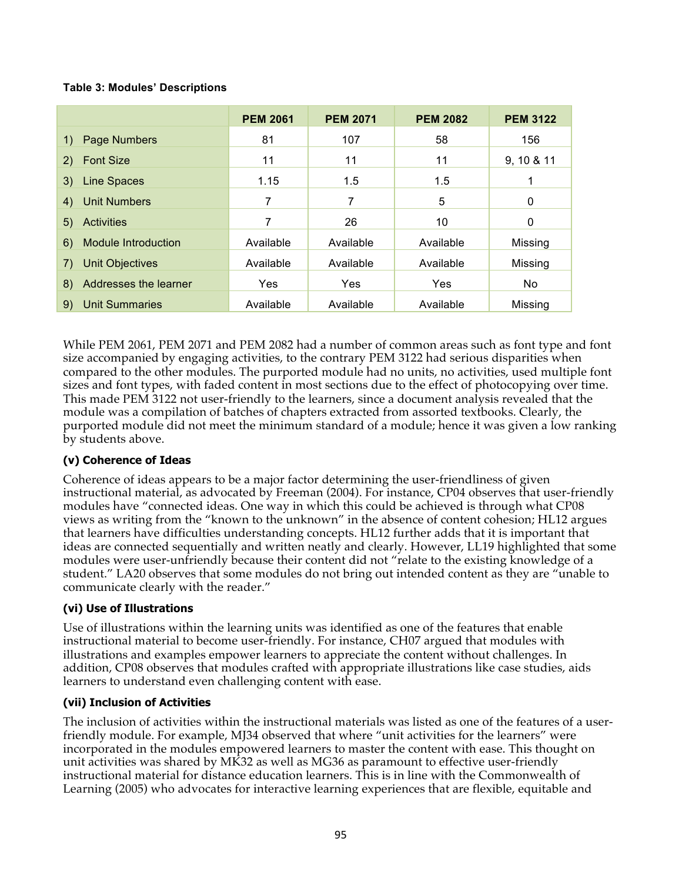**Table 3: Modules' Descriptions**

| | PEM 2061 | PEM 2071 | PEM 2082 | PEM 3122 |
|---|---|---|---|---|
| 1) Page Numbers | 81 | 107 | 58 | 156 |
| 2) Font Size | 11 | 11 | 11 | 9, 10 & 11 |
| 3) Line Spaces | 1.15 | 1.5 | 1.5 | 1 |
| 4) Unit Numbers | 7 | 7 | 5 | 0 |
| 5) Activities | 7 | 26 | 10 | 0 |
| 6) Module Introduction | Available | Available | Available | Missing |
| 7) Unit Objectives | Available | Available | Available | Missing |
| 8) Addresses the learner | Yes | Yes | Yes | No |
| 9) Unit Summaries | Available | Available | Available | Missing |

While PEM 2061, PEM 2071 and PEM 2082 had a number of common areas such as font type and font size accompanied by engaging activities, to the contrary PEM 3122 had serious disparities when compared to the other modules. The purported module had no units, no activities, used multiple font sizes and font types, with faded content in most sections due to the effect of photocopying over time. This made PEM 3122 not user-friendly to the learners, since a document analysis revealed that the module was a compilation of batches of chapters extracted from assorted textbooks. Clearly, the purported module did not meet the minimum standard of a module; hence it was given a low ranking by students above.

**(v) Coherence of Ideas**

Coherence of ideas appears to be a major factor determining the user-friendliness of given instructional material, as advocated by Freeman (2004). For instance, CP04 observes that user-friendly modules have "connected ideas. One way in which this could be achieved is through what CP08 views as writing from the "known to the unknown" in the absence of content cohesion; HL12 argues that learners have difficulties understanding concepts. HL12 further adds that it is important that ideas are connected sequentially and written neatly and clearly. However, LL19 highlighted that some modules were user-unfriendly because their content did not "relate to the existing knowledge of a student." LA20 observes that some modules do not bring out intended content as they are "unable to communicate clearly with the reader."

**(vi) Use of Illustrations**

Use of illustrations within the learning units was identified as one of the features that enable instructional material to become user-friendly. For instance, CH07 argued that modules with illustrations and examples empower learners to appreciate the content without challenges. In addition, CP08 observes that modules crafted with appropriate illustrations like case studies, aids learners to understand even challenging content with ease.

**(vii) Inclusion of Activities**

The inclusion of activities within the instructional materials was listed as one of the features of a user-friendly module. For example, MJ34 observed that where "unit activities for the learners" were incorporated in the modules empowered learners to master the content with ease. This thought on unit activities was shared by MK32 as well as MG36 as paramount to effective user-friendly instructional material for distance education learners. This is in line with the Commonwealth of Learning (2005) who advocates for interactive learning experiences that are flexible, equitable and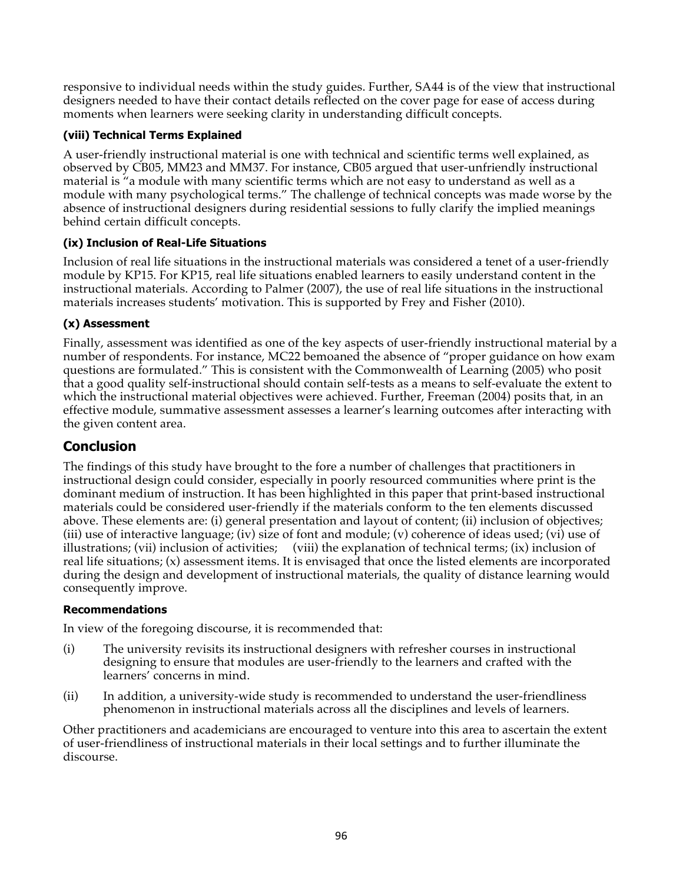responsive to individual needs within the study guides. Further, SA44 is of the view that instructional designers needed to have their contact details reflected on the cover page for ease of access during moments when learners were seeking clarity in understanding difficult concepts.

#### (viii) Technical Terms Explained

A user-friendly instructional material is one with technical and scientific terms well explained, as observed by CB05, MM23 and MM37. For instance, CB05 argued that user-unfriendly instructional material is "a module with many scientific terms which are not easy to understand as well as a module with many psychological terms." The challenge of technical concepts was made worse by the absence of instructional designers during residential sessions to fully clarify the implied meanings behind certain difficult concepts.

#### (ix) Inclusion of Real-Life Situations

Inclusion of real life situations in the instructional materials was considered a tenet of a user-friendly module by KP15. For KP15, real life situations enabled learners to easily understand content in the instructional materials. According to Palmer (2007), the use of real life situations in the instructional materials increases students' motivation. This is supported by Frey and Fisher (2010).

#### (x) Assessment

Finally, assessment was identified as one of the key aspects of user-friendly instructional material by a number of respondents. For instance, MC22 bemoaned the absence of "proper guidance on how exam questions are formulated." This is consistent with the Commonwealth of Learning (2005) who posit that a good quality self-instructional should contain self-tests as a means to self-evaluate the extent to which the instructional material objectives were achieved. Further, Freeman (2004) posits that, in an effective module, summative assessment assesses a learner's learning outcomes after interacting with the given content area.

## Conclusion

The findings of this study have brought to the fore a number of challenges that practitioners in instructional design could consider, especially in poorly resourced communities where print is the dominant medium of instruction. It has been highlighted in this paper that print-based instructional materials could be considered user-friendly if the materials conform to the ten elements discussed above. These elements are: (i) general presentation and layout of content; (ii) inclusion of objectives; (iii) use of interactive language; (iv) size of font and module; (v) coherence of ideas used; (vi) use of illustrations; (vii) inclusion of activities; (viii) the explanation of technical terms; (ix) inclusion of real life situations; (x) assessment items. It is envisaged that once the listed elements are incorporated during the design and development of instructional materials, the quality of distance learning would consequently improve.

### Recommendations

In view of the foregoing discourse, it is recommended that:

(i) The university revisits its instructional designers with refresher courses in instructional designing to ensure that modules are user-friendly to the learners and crafted with the learners' concerns in mind.

(ii) In addition, a university-wide study is recommended to understand the user-friendliness phenomenon in instructional materials across all the disciplines and levels of learners.

Other practitioners and academicians are encouraged to venture into this area to ascertain the extent of user-friendliness of instructional materials in their local settings and to further illuminate the discourse.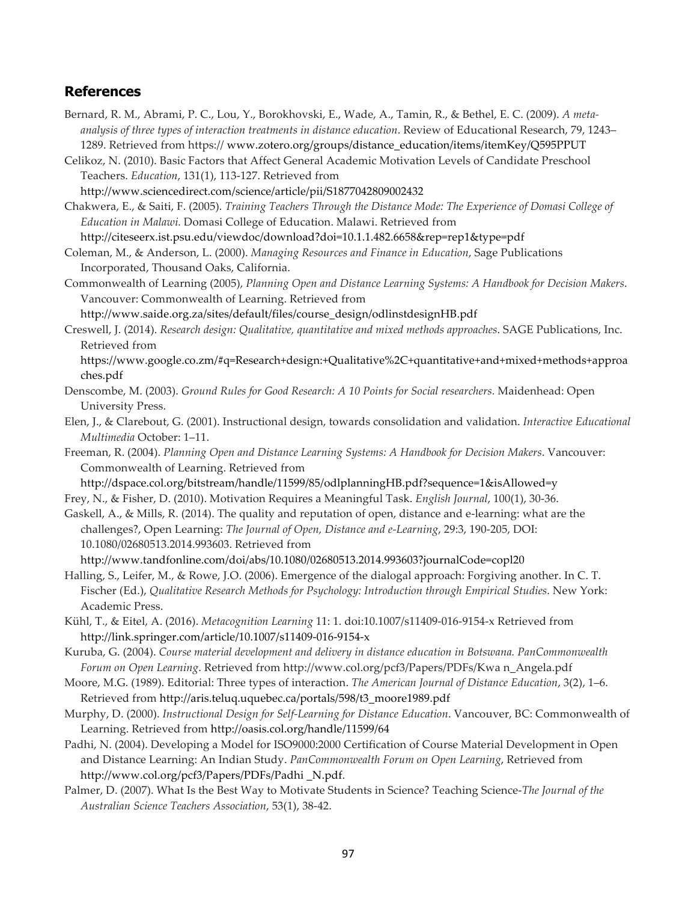## References

Bernard, R. M., Abrami, P. C., Lou, Y., Borokhovski, E., Wade, A., Tamin, R., & Bethel, E. C. (2009). *A meta-analysis of three types of interaction treatments in distance education*. Review of Educational Research, 79, 1243–1289. Retrieved from https:// www.zotero.org/groups/distance_education/items/itemKey/Q595PPUT

Celikoz, N. (2010). Basic Factors that Affect General Academic Motivation Levels of Candidate Preschool Teachers. *Education*, 131(1), 113-127. Retrieved from http://www.sciencedirect.com/science/article/pii/S1877042809002432

Chakwera, E., & Saiti, F. (2005). *Training Teachers Through the Distance Mode: The Experience of Domasi College of Education in Malawi.* Domasi College of Education. Malawi. Retrieved from http://citeseerx.ist.psu.edu/viewdoc/download?doi=10.1.1.482.6658&rep=rep1&type=pdf

Coleman, M., & Anderson, L. (2000). *Managing Resources and Finance in Education*, Sage Publications Incorporated, Thousand Oaks, California.

Commonwealth of Learning (2005), *Planning Open and Distance Learning Systems: A Handbook for Decision Makers*. Vancouver: Commonwealth of Learning. Retrieved from http://www.saide.org.za/sites/default/files/course_design/odlinstdesignHB.pdf

Creswell, J. (2014). *Research design: Qualitative, quantitative and mixed methods approaches*. SAGE Publications, Inc. Retrieved from https://www.google.co.zm/#q=Research+design:+Qualitative%2C+quantitative+and+mixed+methods+approaches.pdf

Denscombe, M. (2003). *Ground Rules for Good Research: A 10 Points for Social researchers.* Maidenhead: Open University Press.

Elen, J., & Clarebout, G. (2001). Instructional design, towards consolidation and validation. *Interactive Educational Multimedia* October: 1–11.

Freeman, R. (2004). *Planning Open and Distance Learning Systems: A Handbook for Decision Makers*. Vancouver: Commonwealth of Learning. Retrieved from http://dspace.col.org/bitstream/handle/11599/85/odlplanningHB.pdf?sequence=1&isAllowed=y

Frey, N., & Fisher, D. (2010). Motivation Requires a Meaningful Task. *English Journal*, 100(1), 30-36.

Gaskell, A., & Mills, R. (2014). The quality and reputation of open, distance and e-learning: what are the challenges?, Open Learning: *The Journal of Open, Distance and e-Learning*, 29:3, 190-205, DOI: 10.1080/02680513.2014.993603. Retrieved from http://www.tandfonline.com/doi/abs/10.1080/02680513.2014.993603?journalCode=copl20

Halling, S., Leifer, M., & Rowe, J.O. (2006). Emergence of the dialogal approach: Forgiving another. In C. T. Fischer (Ed.), *Qualitative Research Methods for Psychology: Introduction through Empirical Studies*. New York: Academic Press.

Kühl, T., & Eitel, A. (2016). *Metacognition Learning* 11: 1. doi:10.1007/s11409-016-9154-x Retrieved from http://link.springer.com/article/10.1007/s11409-016-9154-x

Kuruba, G. (2004). *Course material development and delivery in distance education in Botswana. PanCommonwealth Forum on Open Learning*. Retrieved from http://www.col.org/pcf3/Papers/PDFs/Kwa n_Angela.pdf

Moore, M.G. (1989). Editorial: Three types of interaction. *The American Journal of Distance Education*, 3(2), 1–6. Retrieved from http://aris.teluq.uquebec.ca/portals/598/t3_moore1989.pdf

Murphy, D. (2000). *Instructional Design for Self-Learning for Distance Education*. Vancouver, BC: Commonwealth of Learning. Retrieved from http://oasis.col.org/handle/11599/64

Padhi, N. (2004). Developing a Model for ISO9000:2000 Certification of Course Material Development in Open and Distance Learning: An Indian Study. *PanCommonwealth Forum on Open Learning*, Retrieved from http://www.col.org/pcf3/Papers/PDFs/Padhi _N.pdf.

Palmer, D. (2007). What Is the Best Way to Motivate Students in Science? Teaching Science-*The Journal of the Australian Science Teachers Association*, 53(1), 38-42.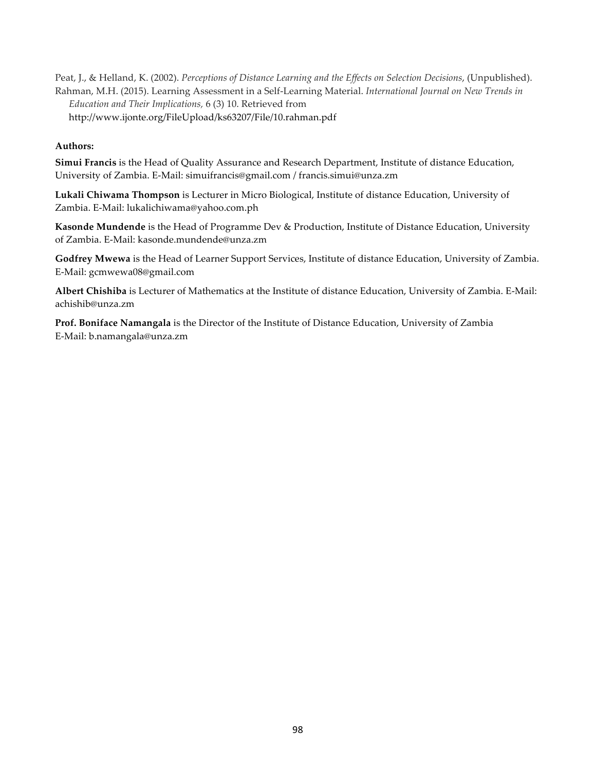Peat, J., & Helland, K. (2002). *Perceptions of Distance Learning and the Effects on Selection Decisions*, (Unpublished).

Rahman, M.H. (2015). Learning Assessment in a Self-Learning Material. *International Journal on New Trends in Education and Their Implications,* 6 (3) 10. Retrieved from http://www.ijonte.org/FileUpload/ks63207/File/10.rahman.pdf

**Authors:**

**Simui Francis** is the Head of Quality Assurance and Research Department, Institute of distance Education, University of Zambia. E-Mail: simuifrancis@gmail.com / francis.simui@unza.zm

**Lukali Chiwama Thompson** is Lecturer in Micro Biological, Institute of distance Education, University of Zambia. E-Mail: lukalichiwama@yahoo.com.ph

**Kasonde Mundende** is the Head of Programme Dev & Production, Institute of Distance Education, University of Zambia. E-Mail: kasonde.mundende@unza.zm

**Godfrey Mwewa** is the Head of Learner Support Services, Institute of distance Education, University of Zambia. E-Mail: gcmwewa08@gmail.com

**Albert Chishiba** is Lecturer of Mathematics at the Institute of distance Education, University of Zambia. E-Mail: achishib@unza.zm

**Prof. Boniface Namangala** is the Director of the Institute of Distance Education, University of Zambia E-Mail: b.namangala@unza.zm